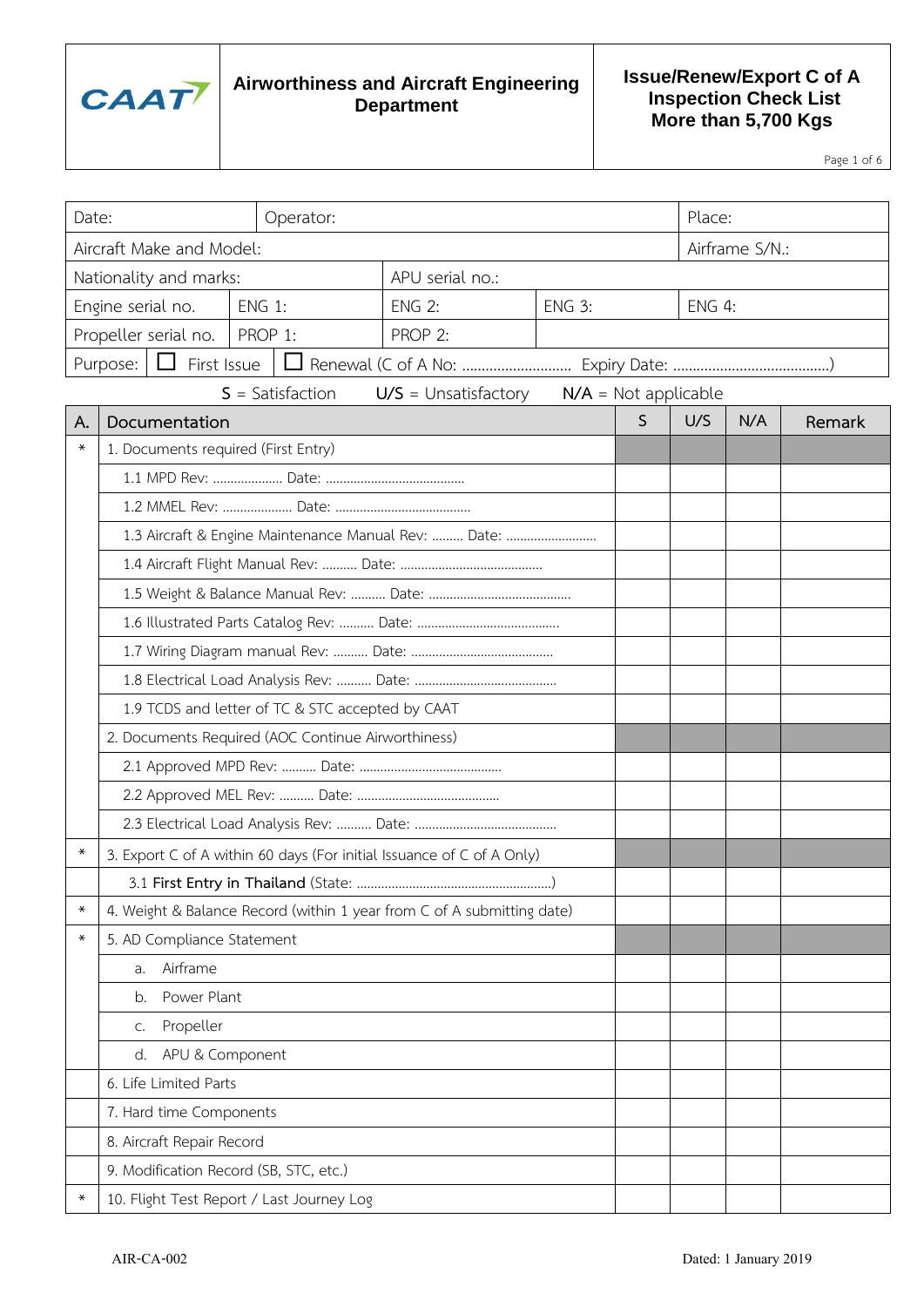| CAAT | Airworthiness and Aircraft Engineering Department | Issue/Renew/Export C of A Inspection Check List More than 5,700 Kgs |
|---|---|---|

| Date: | Operator: | | | Place: |
|---|---|---|---|---|
| Aircraft Make and Model: | | | | Airframe S/N.: |
| Nationality and marks: | | APU serial no.: | | |
| Engine serial no. | ENG 1: | ENG 2: | ENG 3: | ENG 4: |
| Propeller serial no. | PROP 1: | PROP 2: | | |
| Purpose: | ☐ First Issue | ☐ Renewal (C of A No: ............................ Expiry Date: ........................................) | | |

S = Satisfaction U/S = Unsatisfactory N/A = Not applicable

| A. | Documentation | S | U/S | N/A | Remark |
|---|---|---|---|---|---|
| * | 1. Documents required (First Entry) | | | | |
| | 1.1 MPD Rev: .................... Date: ........................................ | | | | |
| | 1.2 MMEL Rev: .................... Date: ....................................... | | | | |
| | 1.3 Aircraft & Engine Maintenance Manual Rev: ......... Date: .......................... | | | | |
| | 1.4 Aircraft Flight Manual Rev: .......... Date: ......................................... | | | | |
| | 1.5 Weight & Balance Manual Rev: .......... Date: ......................................... | | | | |
| | 1.6 Illustrated Parts Catalog Rev: .......... Date: ......................................... | | | | |
| | 1.7 Wiring Diagram manual Rev: .......... Date: ......................................... | | | | |
| | 1.8 Electrical Load Analysis Rev: .......... Date: ......................................... | | | | |
| | 1.9 TCDS and letter of TC & STC accepted by CAAT | | | | |
| | 2. Documents Required (AOC Continue Airworthiness) | | | | |
| | 2.1 Approved MPD Rev: .......... Date: ......................................... | | | | |
| | 2.2 Approved MEL Rev: .......... Date: ......................................... | | | | |
| | 2.3 Electrical Load Analysis Rev: .......... Date: ......................................... | | | | |
| * | 3. Export C of A within 60 days (For initial Issuance of C of A Only) | | | | |
| | 3.1 **First Entry in Thailand** (State: ........................................................) | | | | |
| * | 4. Weight & Balance Record (within 1 year from C of A submitting date) | | | | |
| * | 5. AD Compliance Statement | | | | |
| | a. Airframe | | | | |
| | b. Power Plant | | | | |
| | c. Propeller | | | | |
| | d. APU & Component | | | | |
| | 6. Life Limited Parts | | | | |
| | 7. Hard time Components | | | | |
| | 8. Aircraft Repair Record | | | | |
| | 9. Modification Record (SB, STC, etc.) | | | | |
| * | 10. Flight Test Report / Last Journey Log | | | | |

AIR-CA-002 Dated: 1 January 2019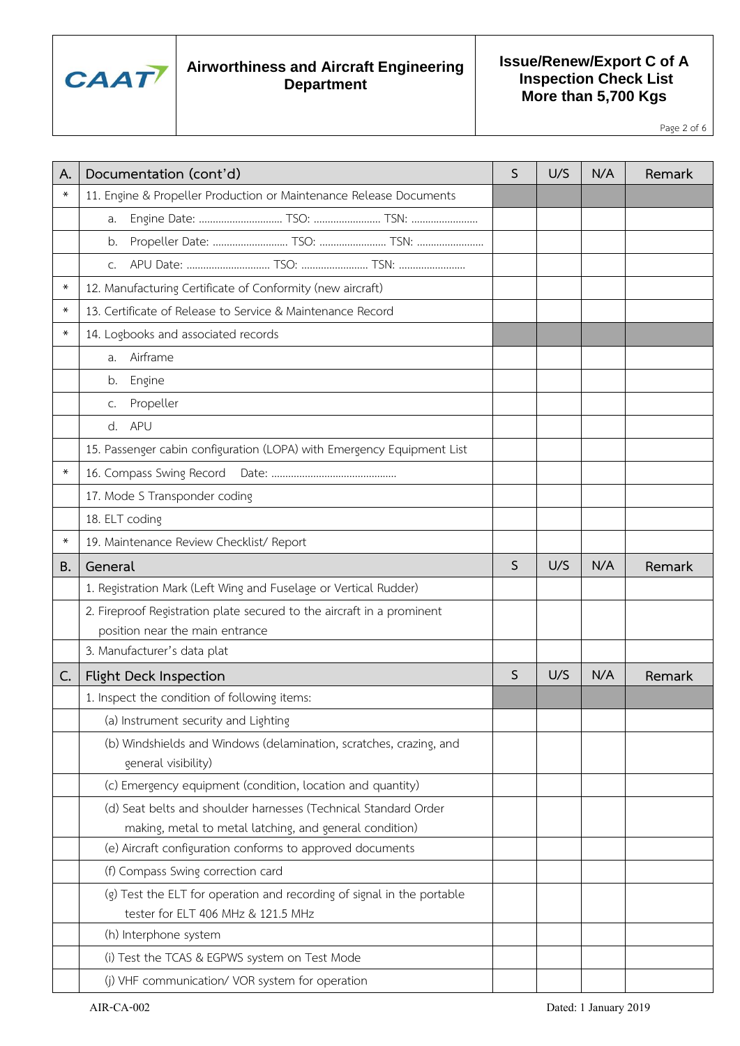| A. | Documentation (cont'd) | S | U/S | N/A | Remark |
|---|---|---|---|---|---|
| * | 11. Engine & Propeller Production or Maintenance Release Documents | | | | |
| | a. Engine Date: .............................. TSO: ........................ TSN: ........................ | | | | |
| | b. Propeller Date: ........................... TSO: ........................ TSN: ........................ | | | | |
| | c. APU Date: .............................. TSO: ........................ TSN: ........................ | | | | |
| * | 12. Manufacturing Certificate of Conformity (new aircraft) | | | | |
| * | 13. Certificate of Release to Service & Maintenance Record | | | | |
| * | 14. Logbooks and associated records | | | | |
| | a. Airframe | | | | |
| | b. Engine | | | | |
| | c. Propeller | | | | |
| | d. APU | | | | |
| | 15. Passenger cabin configuration (LOPA) with Emergency Equipment List | | | | |
| * | 16. Compass Swing Record Date: ............................................. | | | | |
| | 17. Mode S Transponder coding | | | | |
| | 18. ELT coding | | | | |
| * | 19. Maintenance Review Checklist/ Report | | | | |
| **B.** | **General** | **S** | **U/S** | **N/A** | **Remark** |
| | 1. Registration Mark (Left Wing and Fuselage or Vertical Rudder) | | | | |
| | 2. Fireproof Registration plate secured to the aircraft in a prominent position near the main entrance | | | | |
| | 3. Manufacturer's data plat | | | | |
| **C.** | **Flight Deck Inspection** | **S** | **U/S** | **N/A** | **Remark** |
| | 1. Inspect the condition of following items: | | | | |
| | (a) Instrument security and Lighting | | | | |
| | (b) Windshields and Windows (delamination, scratches, crazing, and general visibility) | | | | |
| | (c) Emergency equipment (condition, location and quantity) | | | | |
| | (d) Seat belts and shoulder harnesses (Technical Standard Order making, metal to metal latching, and general condition) | | | | |
| | (e) Aircraft configuration conforms to approved documents | | | | |
| | (f) Compass Swing correction card | | | | |
| | (g) Test the ELT for operation and recording of signal in the portable tester for ELT 406 MHz & 121.5 MHz | | | | |
| | (h) Interphone system | | | | |
| | (i) Test the TCAS & EGPWS system on Test Mode | | | | |
| | (j) VHF communication/ VOR system for operation | | | | |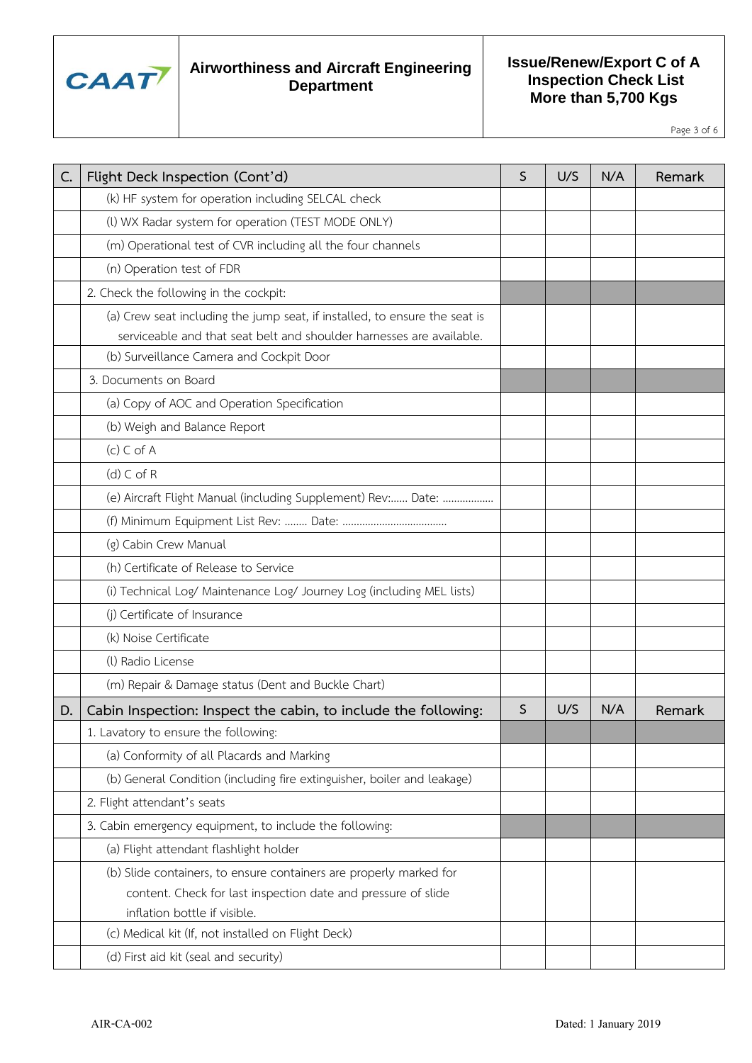| C. | Flight Deck Inspection (Cont'd) | S | U/S | N/A | Remark |
|---|---|---|---|---|---|
| | (k) HF system for operation including SELCAL check | | | | |
| | (l) WX Radar system for operation (TEST MODE ONLY) | | | | |
| | (m) Operational test of CVR including all the four channels | | | | |
| | (n) Operation test of FDR | | | | |
| | 2. Check the following in the cockpit: | | | | |
| | (a) Crew seat including the jump seat, if installed, to ensure the seat is serviceable and that seat belt and shoulder harnesses are available. | | | | |
| | (b) Surveillance Camera and Cockpit Door | | | | |
| | 3. Documents on Board | | | | |
| | (a) Copy of AOC and Operation Specification | | | | |
| | (b) Weigh and Balance Report | | | | |
| | (c) C of A | | | | |
| | (d) C of R | | | | |
| | (e) Aircraft Flight Manual (including Supplement) Rev:...... Date: .................. | | | | |
| | (f) Minimum Equipment List Rev: ........ Date: ..................................... | | | | |
| | (g) Cabin Crew Manual | | | | |
| | (h) Certificate of Release to Service | | | | |
| | (i) Technical Log/ Maintenance Log/ Journey Log (including MEL lists) | | | | |
| | (j) Certificate of Insurance | | | | |
| | (k) Noise Certificate | | | | |
| | (l) Radio License | | | | |
| | (m) Repair & Damage status (Dent and Buckle Chart) | | | | |
| **D.** | **Cabin Inspection: Inspect the cabin, to include the following:** | **S** | **U/S** | **N/A** | **Remark** |
| | 1. Lavatory to ensure the following: | | | | |
| | (a) Conformity of all Placards and Marking | | | | |
| | (b) General Condition (including fire extinguisher, boiler and leakage) | | | | |
| | 2. Flight attendant's seats | | | | |
| | 3. Cabin emergency equipment, to include the following: | | | | |
| | (a) Flight attendant flashlight holder | | | | |
| | (b) Slide containers, to ensure containers are properly marked for content. Check for last inspection date and pressure of slide inflation bottle if visible. | | | | |
| | (c) Medical kit (If, not installed on Flight Deck) | | | | |
| | (d) First aid kit (seal and security) | | | | |

AIR-CA-002 Dated: 1 January 2019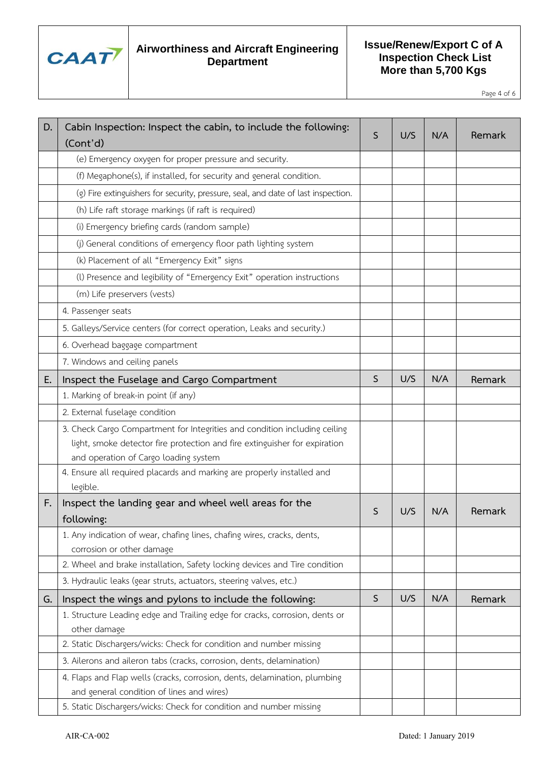| | | S | U/S | N/A | Remark |
|---|---|---|---|---|---|
| D. | Cabin Inspection: Inspect the cabin, to include the following: (Cont'd) | S | U/S | N/A | Remark |
| | (e) Emergency oxygen for proper pressure and security. | | | | |
| | (f) Megaphone(s), if installed, for security and general condition. | | | | |
| | (g) Fire extinguishers for security, pressure, seal, and date of last inspection. | | | | |
| | (h) Life raft storage markings (if raft is required) | | | | |
| | (i) Emergency briefing cards (random sample) | | | | |
| | (j) General conditions of emergency floor path lighting system | | | | |
| | (k) Placement of all "Emergency Exit" signs | | | | |
| | (l) Presence and legibility of "Emergency Exit" operation instructions | | | | |
| | (m) Life preservers (vests) | | | | |
| | 4. Passenger seats | | | | |
| | 5. Galleys/Service centers (for correct operation, Leaks and security.) | | | | |
| | 6. Overhead baggage compartment | | | | |
| | 7. Windows and ceiling panels | | | | |
| E. | Inspect the Fuselage and Cargo Compartment | S | U/S | N/A | Remark |
| | 1. Marking of break-in point (if any) | | | | |
| | 2. External fuselage condition | | | | |
| | 3. Check Cargo Compartment for Integrities and condition including ceiling light, smoke detector fire protection and fire extinguisher for expiration and operation of Cargo loading system | | | | |
| | 4. Ensure all required placards and marking are properly installed and legible. | | | | |
| F. | Inspect the landing gear and wheel well areas for the following: | S | U/S | N/A | Remark |
| | 1. Any indication of wear, chafing lines, chafing wires, cracks, dents, corrosion or other damage | | | | |
| | 2. Wheel and brake installation, Safety locking devices and Tire condition | | | | |
| | 3. Hydraulic leaks (gear struts, actuators, steering valves, etc.) | | | | |
| G. | Inspect the wings and pylons to include the following: | S | U/S | N/A | Remark |
| | 1. Structure Leading edge and Trailing edge for cracks, corrosion, dents or other damage | | | | |
| | 2. Static Dischargers/wicks: Check for condition and number missing | | | | |
| | 3. Ailerons and aileron tabs (cracks, corrosion, dents, delamination) | | | | |
| | 4. Flaps and Flap wells (cracks, corrosion, dents, delamination, plumbing and general condition of lines and wires) | | | | |
| | 5. Static Dischargers/wicks: Check for condition and number missing | | | | |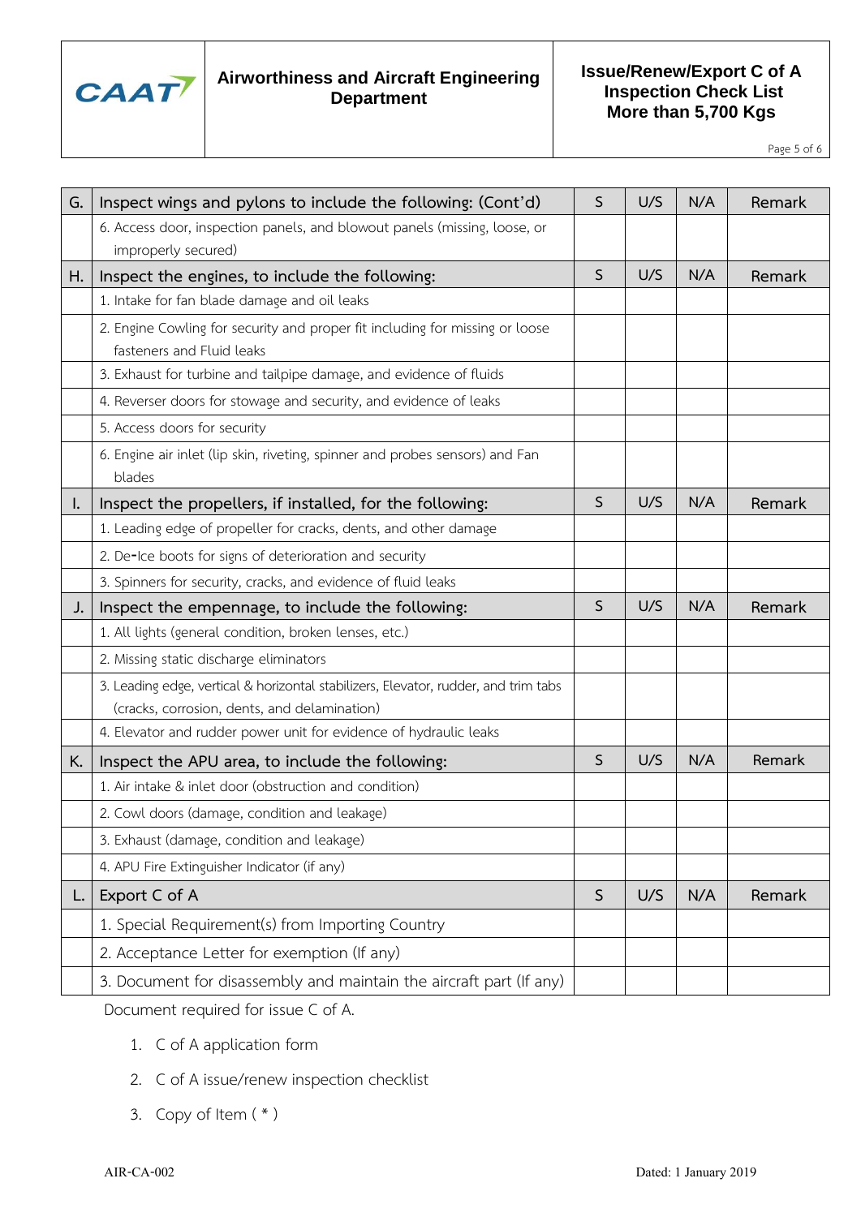| G. | Inspect wings and pylons to include the following: (Cont'd) | S | U/S | N/A | Remark |
|---|---|---|---|---|---|
| | 6. Access door, inspection panels, and blowout panels (missing, loose, or improperly secured) | | | | |
| H. | Inspect the engines, to include the following: | S | U/S | N/A | Remark |
| | 1. Intake for fan blade damage and oil leaks | | | | |
| | 2. Engine Cowling for security and proper fit including for missing or loose fasteners and Fluid leaks | | | | |
| | 3. Exhaust for turbine and tailpipe damage, and evidence of fluids | | | | |
| | 4. Reverser doors for stowage and security, and evidence of leaks | | | | |
| | 5. Access doors for security | | | | |
| | 6. Engine air inlet (lip skin, riveting, spinner and probes sensors) and Fan blades | | | | |
| I. | Inspect the propellers, if installed, for the following: | S | U/S | N/A | Remark |
| | 1. Leading edge of propeller for cracks, dents, and other damage | | | | |
| | 2. De-Ice boots for signs of deterioration and security | | | | |
| | 3. Spinners for security, cracks, and evidence of fluid leaks | | | | |
| J. | Inspect the empennage, to include the following: | S | U/S | N/A | Remark |
| | 1. All lights (general condition, broken lenses, etc.) | | | | |
| | 2. Missing static discharge eliminators | | | | |
| | 3. Leading edge, vertical & horizontal stabilizers, Elevator, rudder, and trim tabs (cracks, corrosion, dents, and delamination) | | | | |
| | 4. Elevator and rudder power unit for evidence of hydraulic leaks | | | | |
| K. | Inspect the APU area, to include the following: | S | U/S | N/A | Remark |
| | 1. Air intake & inlet door (obstruction and condition) | | | | |
| | 2. Cowl doors (damage, condition and leakage) | | | | |
| | 3. Exhaust (damage, condition and leakage) | | | | |
| | 4. APU Fire Extinguisher Indicator (if any) | | | | |
| L. | Export C of A | S | U/S | N/A | Remark |
| | 1. Special Requirement(s) from Importing Country | | | | |
| | 2. Acceptance Letter for exemption (If any) | | | | |
| | 3. Document for disassembly and maintain the aircraft part (If any) | | | | |

Document required for issue C of A.

1. C of A application form
2. C of A issue/renew inspection checklist
3. Copy of Item ( * )

AIR-CA-002 Dated: 1 January 2019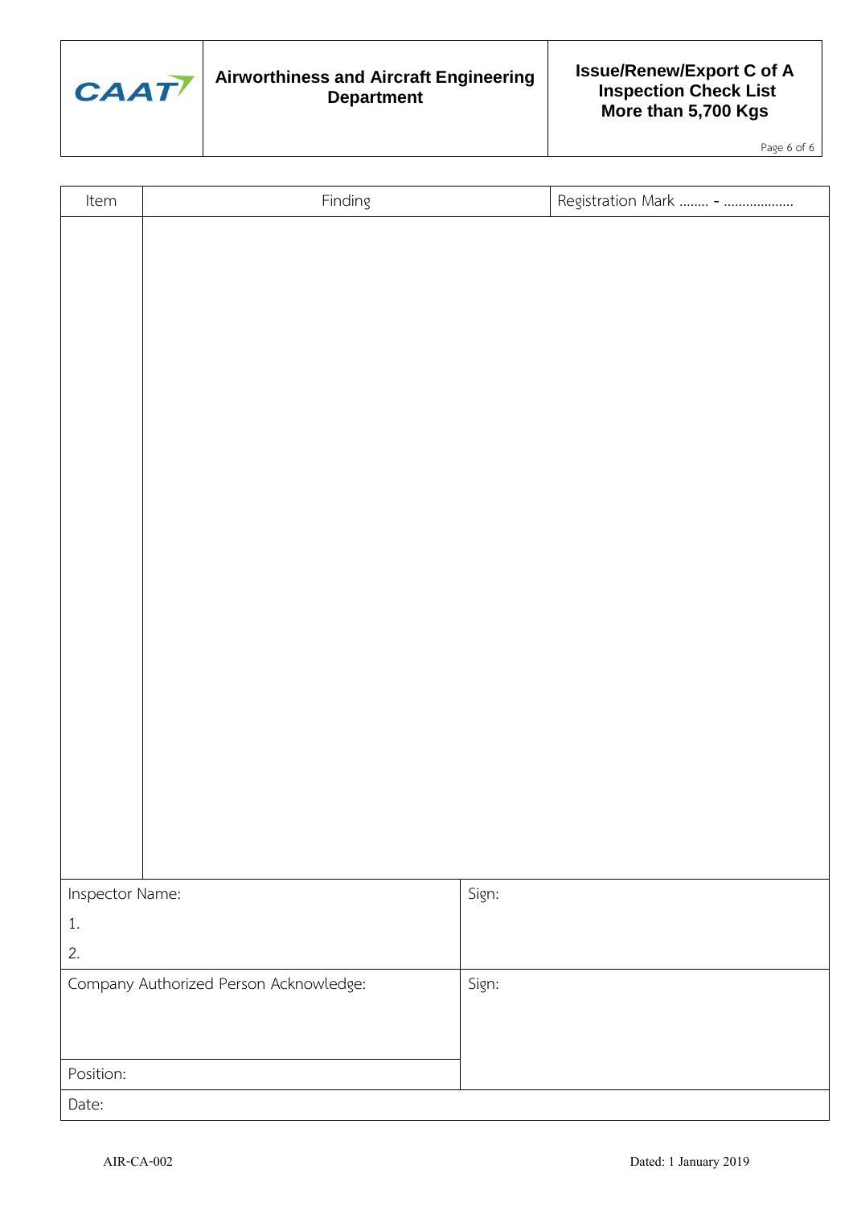| Item | Finding | Registration Mark ........ - .................. |
|---|---|---|
| | | |

| | |
|---|---|
| Inspector Name:<br>1.<br>2. | Sign: |
| Company Authorized Person Acknowledge: | Sign: |
| Position: | |
| Date: | |